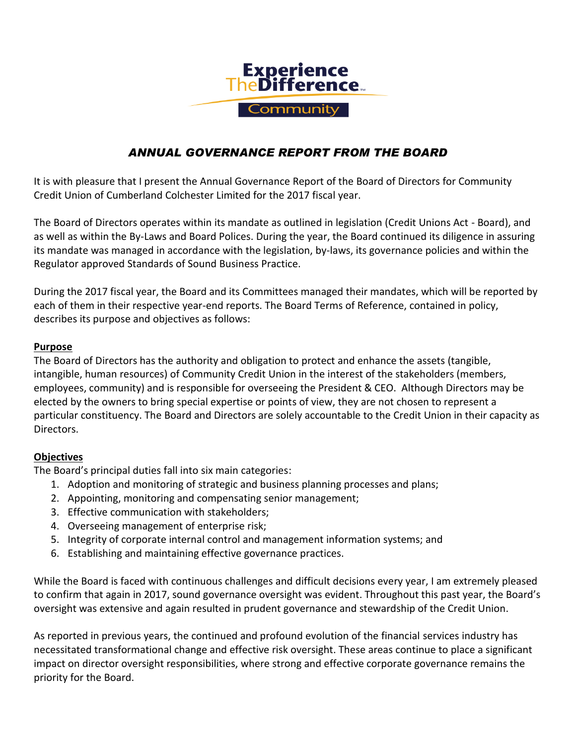Experience TheDifference™

Community

# *ANNUAL GOVERNANCE REPORT FROM THE BOARD*

It is with pleasure that I present the Annual Governance Report of the Board of Directors for Community Credit Union of Cumberland Colchester Limited for the 2017 fiscal year.

The Board of Directors operates within its mandate as outlined in legislation (Credit Unions Act - Board), and as well as within the By-Laws and Board Polices. During the year, the Board continued its diligence in assuring its mandate was managed in accordance with the legislation, by-laws, its governance policies and within the Regulator approved Standards of Sound Business Practice.

During the 2017 fiscal year, the Board and its Committees managed their mandates, which will be reported by each of them in their respective year-end reports. The Board Terms of Reference, contained in policy, describes its purpose and objectives as follows:

## Purpose

The Board of Directors has the authority and obligation to protect and enhance the assets (tangible, intangible, human resources) of Community Credit Union in the interest of the stakeholders (members, employees, community) and is responsible for overseeing the President & CEO. Although Directors may be elected by the owners to bring special expertise or points of view, they are not chosen to represent a particular constituency. The Board and Directors are solely accountable to the Credit Union in their capacity as Directors.

## Objectives

The Board's principal duties fall into six main categories:

1. Adoption and monitoring of strategic and business planning processes and plans;
2. Appointing, monitoring and compensating senior management;
3. Effective communication with stakeholders;
4. Overseeing management of enterprise risk;
5. Integrity of corporate internal control and management information systems; and
6. Establishing and maintaining effective governance practices.

While the Board is faced with continuous challenges and difficult decisions every year, I am extremely pleased to confirm that again in 2017, sound governance oversight was evident. Throughout this past year, the Board's oversight was extensive and again resulted in prudent governance and stewardship of the Credit Union.

As reported in previous years, the continued and profound evolution of the financial services industry has necessitated transformational change and effective risk oversight. These areas continue to place a significant impact on director oversight responsibilities, where strong and effective corporate governance remains the priority for the Board.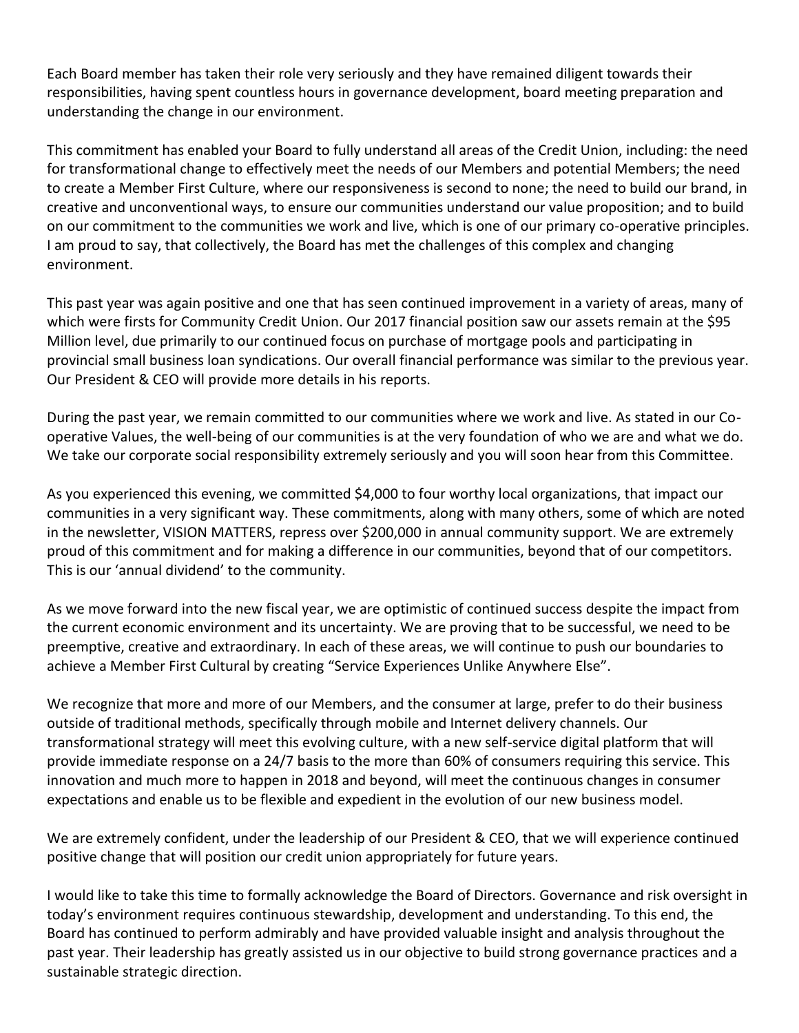Each Board member has taken their role very seriously and they have remained diligent towards their responsibilities, having spent countless hours in governance development, board meeting preparation and understanding the change in our environment.

This commitment has enabled your Board to fully understand all areas of the Credit Union, including: the need for transformational change to effectively meet the needs of our Members and potential Members; the need to create a Member First Culture, where our responsiveness is second to none; the need to build our brand, in creative and unconventional ways, to ensure our communities understand our value proposition; and to build on our commitment to the communities we work and live, which is one of our primary co-operative principles. I am proud to say, that collectively, the Board has met the challenges of this complex and changing environment.

This past year was again positive and one that has seen continued improvement in a variety of areas, many of which were firsts for Community Credit Union. Our 2017 financial position saw our assets remain at the $95 Million level, due primarily to our continued focus on purchase of mortgage pools and participating in provincial small business loan syndications. Our overall financial performance was similar to the previous year. Our President & CEO will provide more details in his reports.

During the past year, we remain committed to our communities where we work and live. As stated in our Co-operative Values, the well-being of our communities is at the very foundation of who we are and what we do. We take our corporate social responsibility extremely seriously and you will soon hear from this Committee.

As you experienced this evening, we committed $4,000 to four worthy local organizations, that impact our communities in a very significant way. These commitments, along with many others, some of which are noted in the newsletter, VISION MATTERS, repress over $200,000 in annual community support. We are extremely proud of this commitment and for making a difference in our communities, beyond that of our competitors. This is our 'annual dividend' to the community.

As we move forward into the new fiscal year, we are optimistic of continued success despite the impact from the current economic environment and its uncertainty. We are proving that to be successful, we need to be preemptive, creative and extraordinary. In each of these areas, we will continue to push our boundaries to achieve a Member First Cultural by creating "Service Experiences Unlike Anywhere Else".

We recognize that more and more of our Members, and the consumer at large, prefer to do their business outside of traditional methods, specifically through mobile and Internet delivery channels. Our transformational strategy will meet this evolving culture, with a new self-service digital platform that will provide immediate response on a 24/7 basis to the more than 60% of consumers requiring this service. This innovation and much more to happen in 2018 and beyond, will meet the continuous changes in consumer expectations and enable us to be flexible and expedient in the evolution of our new business model.

We are extremely confident, under the leadership of our President & CEO, that we will experience continued positive change that will position our credit union appropriately for future years.

I would like to take this time to formally acknowledge the Board of Directors. Governance and risk oversight in today's environment requires continuous stewardship, development and understanding. To this end, the Board has continued to perform admirably and have provided valuable insight and analysis throughout the past year. Their leadership has greatly assisted us in our objective to build strong governance practices and a sustainable strategic direction.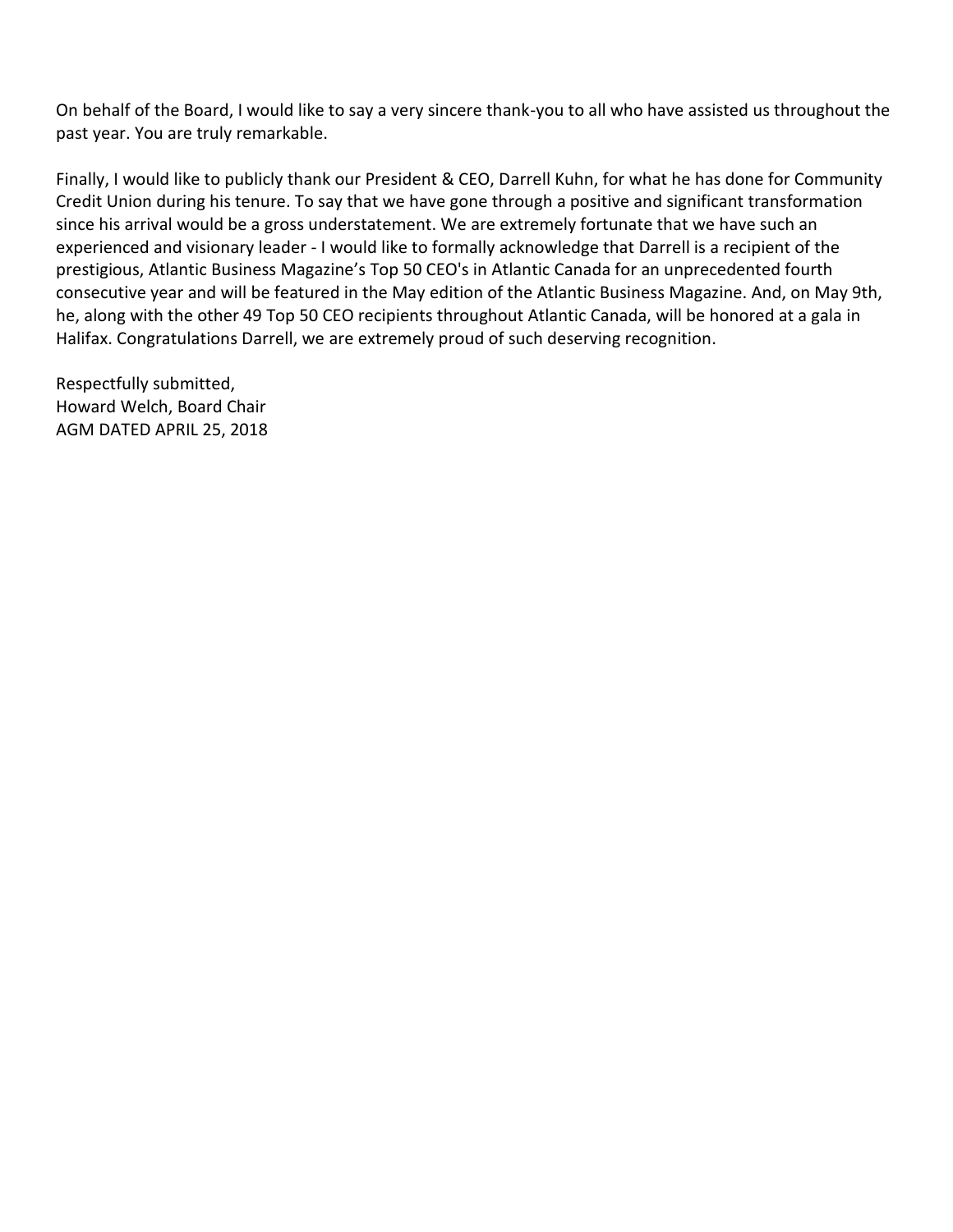On behalf of the Board, I would like to say a very sincere thank-you to all who have assisted us throughout the past year. You are truly remarkable.

Finally, I would like to publicly thank our President & CEO, Darrell Kuhn, for what he has done for Community Credit Union during his tenure. To say that we have gone through a positive and significant transformation since his arrival would be a gross understatement. We are extremely fortunate that we have such an experienced and visionary leader - I would like to formally acknowledge that Darrell is a recipient of the prestigious, Atlantic Business Magazine's Top 50 CEO's in Atlantic Canada for an unprecedented fourth consecutive year and will be featured in the May edition of the Atlantic Business Magazine. And, on May 9th, he, along with the other 49 Top 50 CEO recipients throughout Atlantic Canada, will be honored at a gala in Halifax. Congratulations Darrell, we are extremely proud of such deserving recognition.

Respectfully submitted,
Howard Welch, Board Chair
AGM DATED APRIL 25, 2018